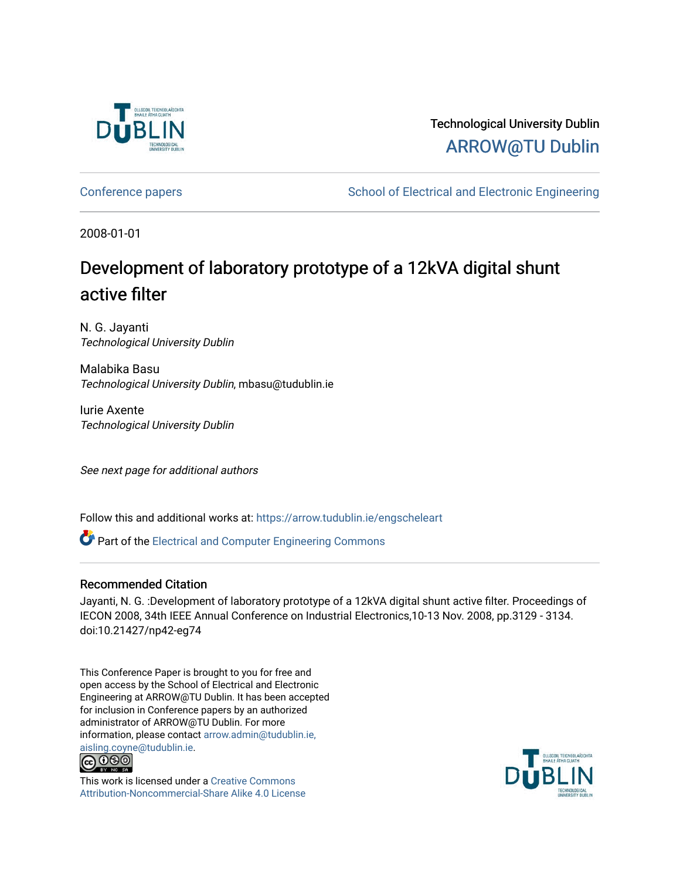Technological University Dublin

ARROW@TU Dublin

Conference papers | School of Electrical and Electronic Engineering

2008-01-01

# Development of laboratory prototype of a 12kVA digital shunt active filter

N. G. Jayanti
*Technological University Dublin*

Malabika Basu
*Technological University Dublin*, mbasu@tudublin.ie

Iurie Axente
*Technological University Dublin*

*See next page for additional authors*

Follow this and additional works at: https://arrow.tudublin.ie/engscheleart

Part of the Electrical and Computer Engineering Commons

## Recommended Citation

Jayanti, N. G. :Development of laboratory prototype of a 12kVA digital shunt active filter. Proceedings of IECON 2008, 34th IEEE Annual Conference on Industrial Electronics,10-13 Nov. 2008, pp.3129 - 3134. doi:10.21427/np42-eg74

This Conference Paper is brought to you for free and open access by the School of Electrical and Electronic Engineering at ARROW@TU Dublin. It has been accepted for inclusion in Conference papers by an authorized administrator of ARROW@TU Dublin. For more information, please contact arrow.admin@tudublin.ie, aisling.coyne@tudublin.ie.

This work is licensed under a Creative Commons Attribution-Noncommercial-Share Alike 4.0 License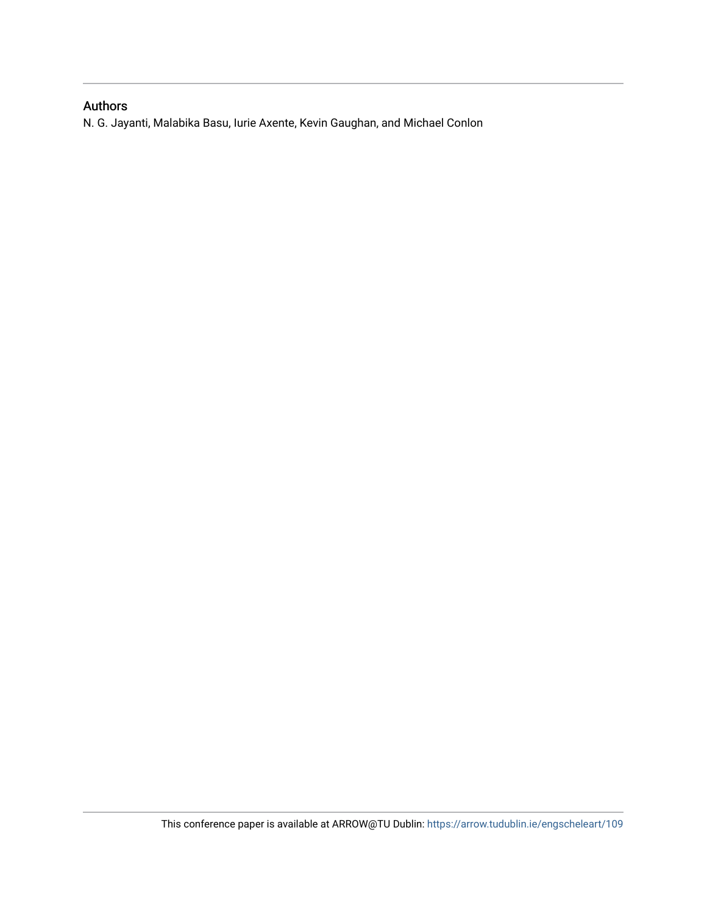## Authors

N. G. Jayanti, Malabika Basu, Iurie Axente, Kevin Gaughan, and Michael Conlon

This conference paper is available at ARROW@TU Dublin: https://arrow.tudublin.ie/engscheleart/109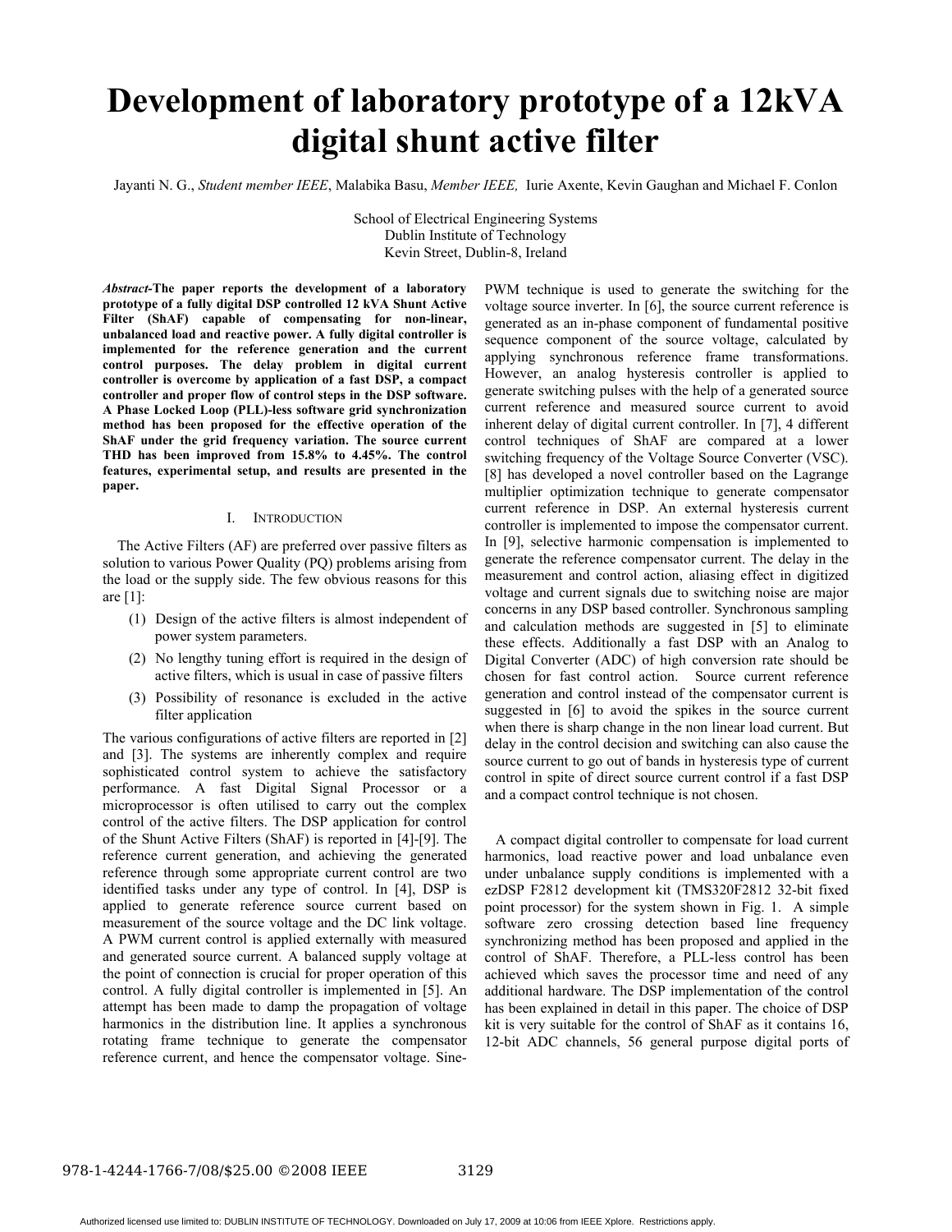# Development of laboratory prototype of a 12kVA digital shunt active filter

Jayanti N. G., *Student member IEEE*, Malabika Basu, *Member IEEE,* Iurie Axente, Kevin Gaughan and Michael F. Conlon

School of Electrical Engineering Systems
Dublin Institute of Technology
Kevin Street, Dublin-8, Ireland

***Abstract*-The paper reports the development of a laboratory prototype of a fully digital DSP controlled 12 kVA Shunt Active Filter (ShAF) capable of compensating for non-linear, unbalanced load and reactive power. A fully digital controller is implemented for the reference generation and the current control purposes. The delay problem in digital current controller is overcome by application of a fast DSP, a compact controller and proper flow of control steps in the DSP software. A Phase Locked Loop (PLL)-less software grid synchronization method has been proposed for the effective operation of the ShAF under the grid frequency variation. The source current THD has been improved from 15.8% to 4.45%. The control features, experimental setup, and results are presented in the paper.**

## I. Introduction

The Active Filters (AF) are preferred over passive filters as solution to various Power Quality (PQ) problems arising from the load or the supply side. The few obvious reasons for this are [1]:

(1) Design of the active filters is almost independent of power system parameters.
(2) No lengthy tuning effort is required in the design of active filters, which is usual in case of passive filters
(3) Possibility of resonance is excluded in the active filter application

The various configurations of active filters are reported in [2] and [3]. The systems are inherently complex and require sophisticated control system to achieve the satisfactory performance. A fast Digital Signal Processor or a microprocessor is often utilised to carry out the complex control of the active filters. The DSP application for control of the Shunt Active Filters (ShAF) is reported in [4]-[9]. The reference current generation, and achieving the generated reference through some appropriate current control are two identified tasks under any type of control. In [4], DSP is applied to generate reference source current based on measurement of the source voltage and the DC link voltage. A PWM current control is applied externally with measured and generated source current. A balanced supply voltage at the point of connection is crucial for proper operation of this control. A fully digital controller is implemented in [5]. An attempt has been made to damp the propagation of voltage harmonics in the distribution line. It applies a synchronous rotating frame technique to generate the compensator reference current, and hence the compensator voltage. Sine-PWM technique is used to generate the switching for the voltage source inverter. In [6], the source current reference is generated as an in-phase component of fundamental positive sequence component of the source voltage, calculated by applying synchronous reference frame transformations. However, an analog hysteresis controller is applied to generate switching pulses with the help of a generated source current reference and measured source current to avoid inherent delay of digital current controller. In [7], 4 different control techniques of ShAF are compared at a lower switching frequency of the Voltage Source Converter (VSC). [8] has developed a novel controller based on the Lagrange multiplier optimization technique to generate compensator current reference in DSP. An external hysteresis current controller is implemented to impose the compensator current. In [9], selective harmonic compensation is implemented to generate the reference compensator current. The delay in the measurement and control action, aliasing effect in digitized voltage and current signals due to switching noise are major concerns in any DSP based controller. Synchronous sampling and calculation methods are suggested in [5] to eliminate these effects. Additionally a fast DSP with an Analog to Digital Converter (ADC) of high conversion rate should be chosen for fast control action. Source current reference generation and control instead of the compensator current is suggested in [6] to avoid the spikes in the source current when there is sharp change in the non linear load current. But delay in the control decision and switching can also cause the source current to go out of bands in hysteresis type of current control in spite of direct source current control if a fast DSP and a compact control technique is not chosen.

A compact digital controller to compensate for load current harmonics, load reactive power and load unbalance even under unbalance supply conditions is implemented with a ezDSP F2812 development kit (TMS320F2812 32-bit fixed point processor) for the system shown in Fig. 1. A simple software zero crossing detection based line frequency synchronizing method has been proposed and applied in the control of ShAF. Therefore, a PLL-less control has been achieved which saves the processor time and need of any additional hardware. The DSP implementation of the control has been explained in detail in this paper. The choice of DSP kit is very suitable for the control of ShAF as it contains 16, 12-bit ADC channels, 56 general purpose digital ports of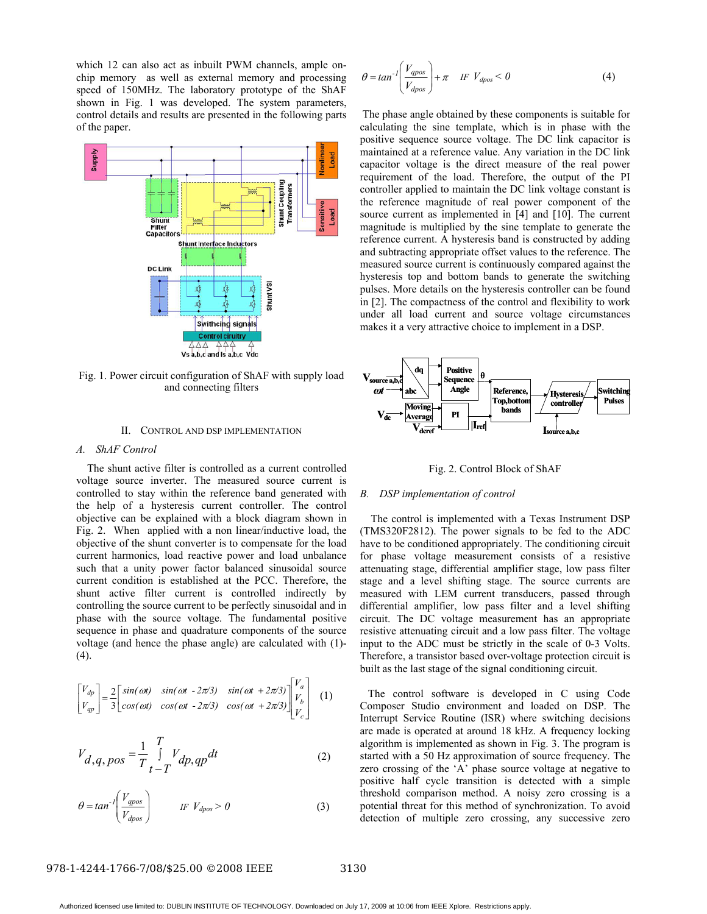which 12 can also act as inbuilt PWM channels, ample on-chip memory as well as external memory and processing speed of 150MHz. The laboratory prototype of the ShAF shown in Fig. 1 was developed. The system parameters, control details and results are presented in the following parts of the paper.

Fig. 1. Power circuit configuration of ShAF with supply load and connecting filters

## II. CONTROL AND DSP IMPLEMENTATION

### *A. ShAF Control*

The shunt active filter is controlled as a current controlled voltage source inverter. The measured source current is controlled to stay within the reference band generated with the help of a hysteresis current controller. The control objective can be explained with a block diagram shown in Fig. 2. When applied with a non linear/inductive load, the objective of the shunt converter is to compensate for the load current harmonics, load reactive power and load unbalance such that a unity power factor balanced sinusoidal source current condition is established at the PCC. Therefore, the shunt active filter current is controlled indirectly by controlling the source current to be perfectly sinusoidal and in phase with the source voltage. The fundamental positive sequence in phase and quadrature components of the source voltage (and hence the phase angle) are calculated with (1)-(4).

$$\begin{bmatrix} V_{dp} \\ V_{qp} \end{bmatrix} = \frac{2}{3}\begin{bmatrix} sin(\omega t) & sin(\omega t - 2\pi/3) & sin(\omega t + 2\pi/3) \\ cos(\omega t) & cos(\omega t - 2\pi/3) & cos(\omega t + 2\pi/3) \end{bmatrix}\begin{bmatrix} V_a \\ V_b \\ V_c \end{bmatrix} \quad (1)$$

$$V_{d,q,pos} = \frac{1}{T}\int_{t-T}^{T} V_{dp,qp}\,dt \quad (2)$$

$$\theta = tan^{-1}\left(\frac{V_{qpos}}{V_{dpos}}\right) \quad IF\ V_{dpos} > 0 \quad (3)$$

$$\theta = tan^{-1}\left(\frac{V_{qpos}}{V_{dpos}}\right) + \pi \quad IF\ V_{dpos} < 0 \quad (4)$$

The phase angle obtained by these components is suitable for calculating the sine template, which is in phase with the positive sequence source voltage. The DC link capacitor is maintained at a reference value. Any variation in the DC link capacitor voltage is the direct measure of the real power requirement of the load. Therefore, the output of the PI controller applied to maintain the DC link voltage constant is the reference magnitude of real power component of the source current as implemented in [4] and [10]. The current magnitude is multiplied by the sine template to generate the reference current. A hysteresis band is constructed by adding and subtracting appropriate offset values to the reference. The measured source current is continuously compared against the hysteresis top and bottom bands to generate the switching pulses. More details on the hysteresis controller can be found in [2]. The compactness of the control and flexibility to work under all load current and source voltage circumstances makes it a very attractive choice to implement in a DSP.

Fig. 2. Control Block of ShAF

### *B. DSP implementation of control*

The control is implemented with a Texas Instrument DSP (TMS320F2812). The power signals to be fed to the ADC have to be conditioned appropriately. The conditioning circuit for phase voltage measurement consists of a resistive attenuating stage, differential amplifier stage, low pass filter stage and a level shifting stage. The source currents are measured with LEM current transducers, passed through differential amplifier, low pass filter and a level shifting circuit. The DC voltage measurement has an appropriate resistive attenuating circuit and a low pass filter. The voltage input to the ADC must be strictly in the scale of 0-3 Volts. Therefore, a transistor based over-voltage protection circuit is built as the last stage of the signal conditioning circuit.

The control software is developed in C using Code Composer Studio environment and loaded on DSP. The Interrupt Service Routine (ISR) where switching decisions are made is operated at around 18 kHz. A frequency locking algorithm is implemented as shown in Fig. 3. The program is started with a 50 Hz approximation of source frequency. The zero crossing of the 'A' phase source voltage at negative to positive half cycle transition is detected with a simple threshold comparison method. A noisy zero crossing is a potential threat for this method of synchronization. To avoid detection of multiple zero crossing, any successive zero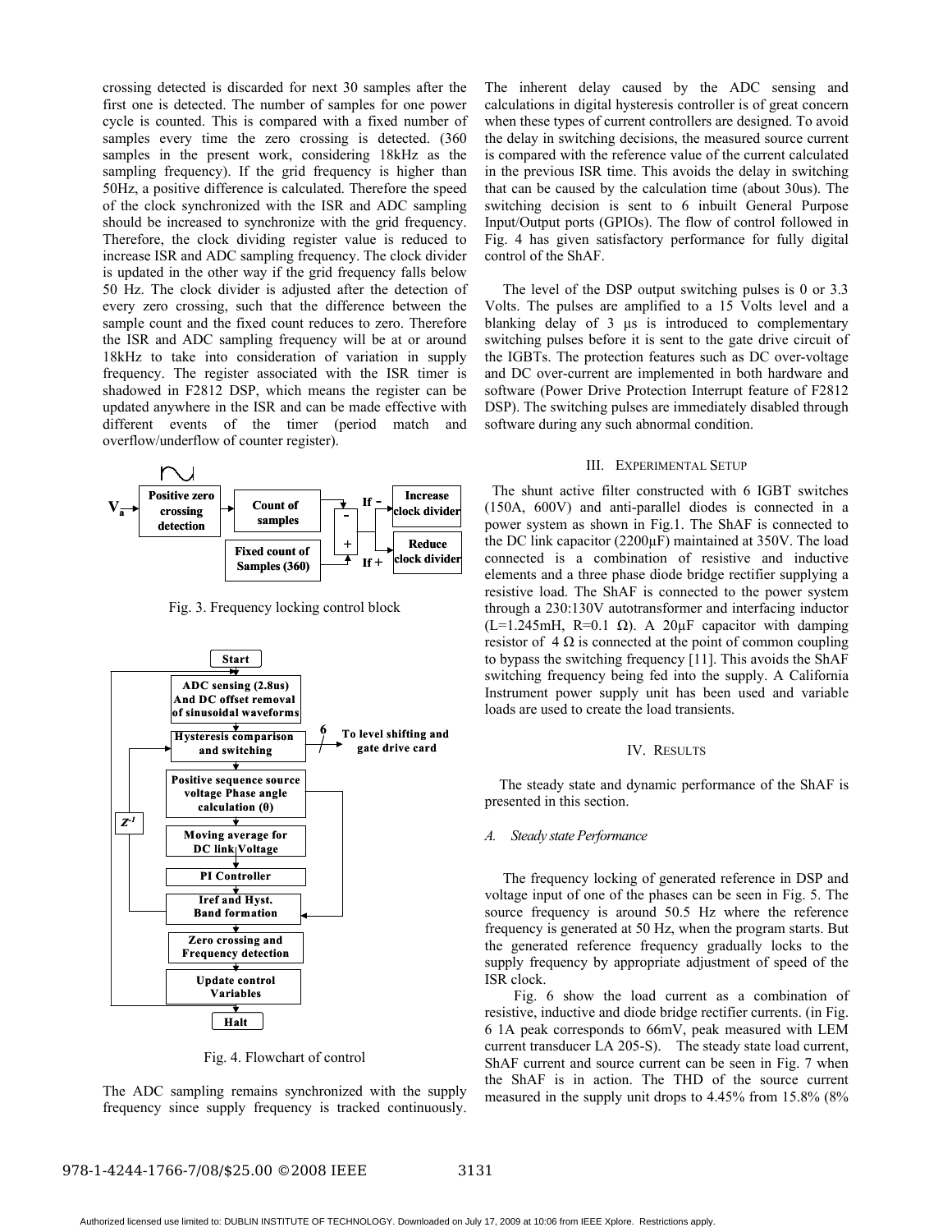crossing detected is discarded for next 30 samples after the first one is detected. The number of samples for one power cycle is counted. This is compared with a fixed number of samples every time the zero crossing is detected. (360 samples in the present work, considering 18kHz as the sampling frequency). If the grid frequency is higher than 50Hz, a positive difference is calculated. Therefore the speed of the clock synchronized with the ISR and ADC sampling should be increased to synchronize with the grid frequency. Therefore, the clock dividing register value is reduced to increase ISR and ADC sampling frequency. The clock divider is updated in the other way if the grid frequency falls below 50 Hz. The clock divider is adjusted after the detection of every zero crossing, such that the difference between the sample count and the fixed count reduces to zero. Therefore the ISR and ADC sampling frequency will be at or around 18kHz to take into consideration of variation in supply frequency. The register associated with the ISR timer is shadowed in F2812 DSP, which means the register can be updated anywhere in the ISR and can be made effective with different events of the timer (period match and overflow/underflow of counter register).

Fig. 3. Frequency locking control block

Fig. 4. Flowchart of control

The ADC sampling remains synchronized with the supply frequency since supply frequency is tracked continuously. The inherent delay caused by the ADC sensing and calculations in digital hysteresis controller is of great concern when these types of current controllers are designed. To avoid the delay in switching decisions, the measured source current is compared with the reference value of the current calculated in the previous ISR time. This avoids the delay in switching that can be caused by the calculation time (about 30us). The switching decision is sent to 6 inbuilt General Purpose Input/Output ports (GPIOs). The flow of control followed in Fig. 4 has given satisfactory performance for fully digital control of the ShAF.

The level of the DSP output switching pulses is 0 or 3.3 Volts. The pulses are amplified to a 15 Volts level and a blanking delay of 3 μs is introduced to complementary switching pulses before it is sent to the gate drive circuit of the IGBTs. The protection features such as DC over-voltage and DC over-current are implemented in both hardware and software (Power Drive Protection Interrupt feature of F2812 DSP). The switching pulses are immediately disabled through software during any such abnormal condition.

## III. Experimental Setup

The shunt active filter constructed with 6 IGBT switches (150A, 600V) and anti-parallel diodes is connected in a power system as shown in Fig.1. The ShAF is connected to the DC link capacitor (2200μF) maintained at 350V. The load connected is a combination of resistive and inductive elements and a three phase diode bridge rectifier supplying a resistive load. The ShAF is connected to the power system through a 230:130V autotransformer and interfacing inductor (L=1.245mH, R=0.1 Ω). A 20μF capacitor with damping resistor of 4 Ω is connected at the point of common coupling to bypass the switching frequency [11]. This avoids the ShAF switching frequency being fed into the supply. A California Instrument power supply unit has been used and variable loads are used to create the load transients.

## IV. Results

The steady state and dynamic performance of the ShAF is presented in this section.

### *A. Steady state Performance*

The frequency locking of generated reference in DSP and voltage input of one of the phases can be seen in Fig. 5. The source frequency is around 50.5 Hz where the reference frequency is generated at 50 Hz, when the program starts. But the generated reference frequency gradually locks to the supply frequency by appropriate adjustment of speed of the ISR clock.

Fig. 6 show the load current as a combination of resistive, inductive and diode bridge rectifier currents. (in Fig. 6 1A peak corresponds to 66mV, peak measured with LEM current transducer LA 205-S). The steady state load current, ShAF current and source current can be seen in Fig. 7 when the ShAF is in action. The THD of the source current measured in the supply unit drops to 4.45% from 15.8% (8%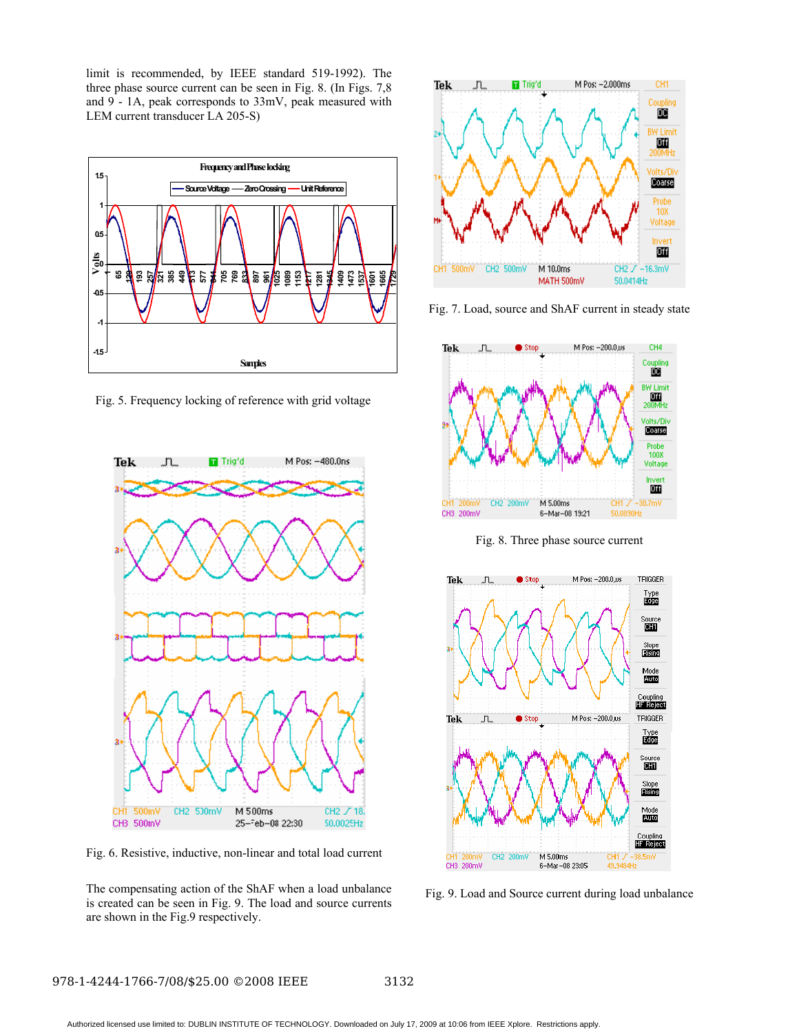limit is recommended, by IEEE standard 519-1992). The three phase source current can be seen in Fig. 8. (In Figs. 7,8 and 9 - 1A, peak corresponds to 33mV, peak measured with LEM current transducer LA 205-S)

Fig. 5. Frequency locking of reference with grid voltage

Fig. 6. Resistive, inductive, non-linear and total load current

The compensating action of the ShAF when a load unbalance is created can be seen in Fig. 9. The load and source currents are shown in the Fig.9 respectively.

Fig. 7. Load, source and ShAF current in steady state

Fig. 8. Three phase source current

Fig. 9. Load and Source current during load unbalance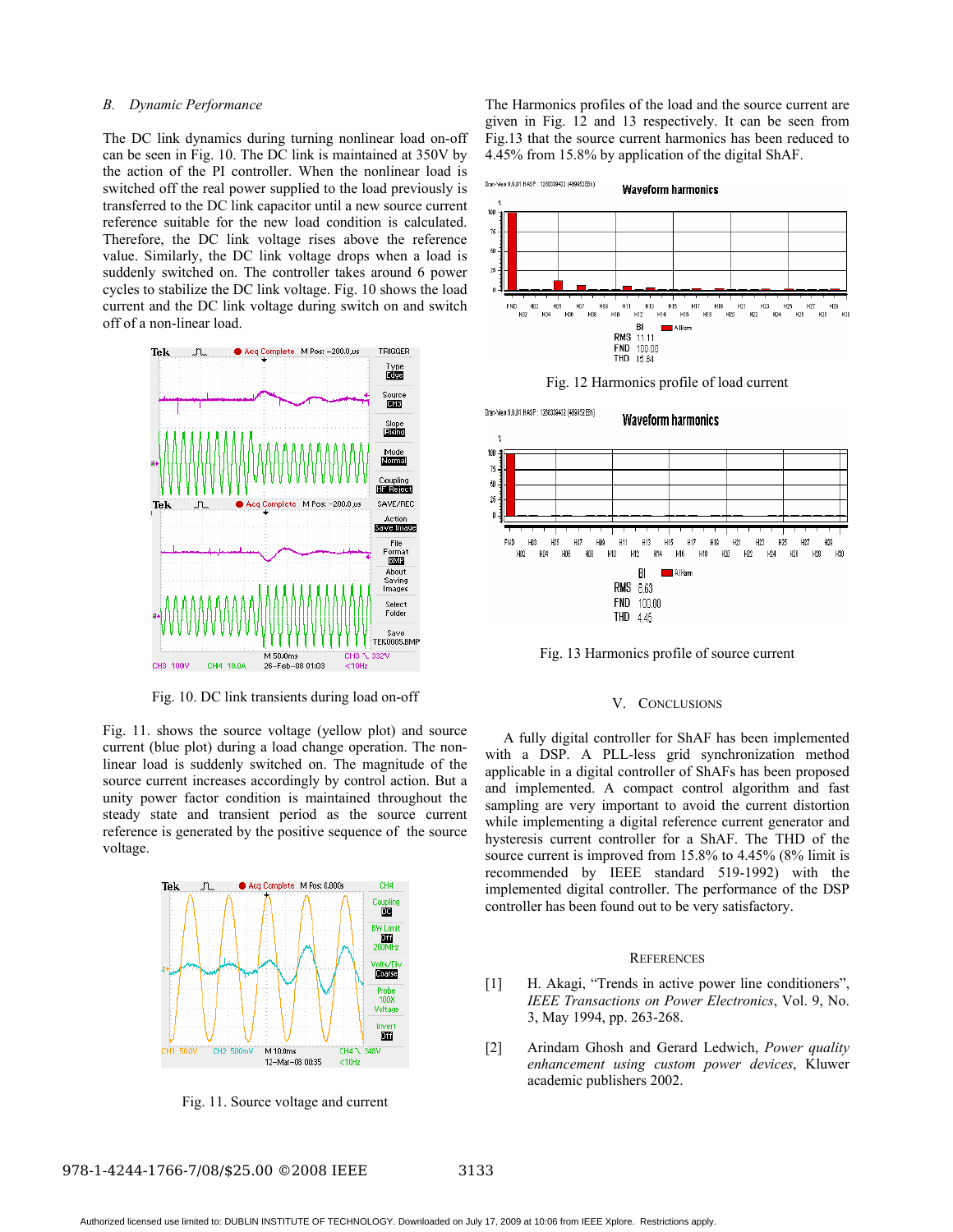### B. Dynamic Performance

The DC link dynamics during turning nonlinear load on-off can be seen in Fig. 10. The DC link is maintained at 350V by the action of the PI controller. When the nonlinear load is switched off the real power supplied to the load previously is transferred to the DC link capacitor until a new source current reference suitable for the new load condition is calculated. Therefore, the DC link voltage rises above the reference value. Similarly, the DC link voltage drops when a load is suddenly switched on. The controller takes around 6 power cycles to stabilize the DC link voltage. Fig. 10 shows the load current and the DC link voltage during switch on and switch off of a non-linear load.

Fig. 10. DC link transients during load on-off

Fig. 11. shows the source voltage (yellow plot) and source current (blue plot) during a load change operation. The non-linear load is suddenly switched on. The magnitude of the source current increases accordingly by control action. But a unity power factor condition is maintained throughout the steady state and transient period as the source current reference is generated by the positive sequence of the source voltage.

Fig. 11. Source voltage and current

The Harmonics profiles of the load and the source current are given in Fig. 12 and 13 respectively. It can be seen from Fig.13 that the source current harmonics has been reduced to 4.45% from 15.8% by application of the digital ShAF.

Fig. 12 Harmonics profile of load current

Fig. 13 Harmonics profile of source current

## V. Conclusions

A fully digital controller for ShAF has been implemented with a DSP. A PLL-less grid synchronization method applicable in a digital controller of ShAFs has been proposed and implemented. A compact control algorithm and fast sampling are very important to avoid the current distortion while implementing a digital reference current generator and hysteresis current controller for a ShAF. The THD of the source current is improved from 15.8% to 4.45% (8% limit is recommended by IEEE standard 519-1992) with the implemented digital controller. The performance of the DSP controller has been found out to be very satisfactory.

## References

[1] H. Akagi, "Trends in active power line conditioners", *IEEE Transactions on Power Electronics*, Vol. 9, No. 3, May 1994, pp. 263-268.

[2] Arindam Ghosh and Gerard Ledwich, *Power quality enhancement using custom power devices*, Kluwer academic publishers 2002.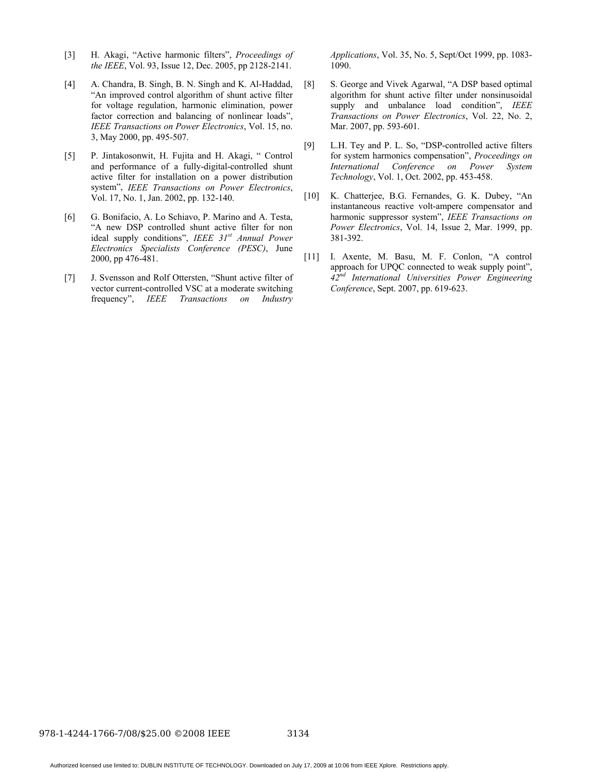[3] H. Akagi, "Active harmonic filters", *Proceedings of the IEEE*, Vol. 93, Issue 12, Dec. 2005, pp 2128-2141.

[4] A. Chandra, B. Singh, B. N. Singh and K. Al-Haddad, "An improved control algorithm of shunt active filter for voltage regulation, harmonic elimination, power factor correction and balancing of nonlinear loads", *IEEE Transactions on Power Electronics*, Vol. 15, no. 3, May 2000, pp. 495-507.

[5] P. Jintakosonwit, H. Fujita and H. Akagi, " Control and performance of a fully-digital-controlled shunt active filter for installation on a power distribution system", *IEEE Transactions on Power Electronics*, Vol. 17, No. 1, Jan. 2002, pp. 132-140.

[6] G. Bonifacio, A. Lo Schiavo, P. Marino and A. Testa, "A new DSP controlled shunt active filter for non ideal supply conditions", *IEEE 31st Annual Power Electronics Specialists Conference (PESC)*, June 2000, pp 476-481.

[7] J. Svensson and Rolf Ottersten, "Shunt active filter of vector current-controlled VSC at a moderate switching frequency", *IEEE Transactions on Industry Applications*, Vol. 35, No. 5, Sept/Oct 1999, pp. 1083-1090.

[8] S. George and Vivek Agarwal, "A DSP based optimal algorithm for shunt active filter under nonsinusoidal supply and unbalance load condition", *IEEE Transactions on Power Electronics*, Vol. 22, No. 2, Mar. 2007, pp. 593-601.

[9] L.H. Tey and P. L. So, "DSP-controlled active filters for system harmonics compensation", *Proceedings on International Conference on Power System Technology*, Vol. 1, Oct. 2002, pp. 453-458.

[10] K. Chatterjee, B.G. Fernandes, G. K. Dubey, "An instantaneous reactive volt-ampere compensator and harmonic suppressor system", *IEEE Transactions on Power Electronics*, Vol. 14, Issue 2, Mar. 1999, pp. 381-392.

[11] I. Axente, M. Basu, M. F. Conlon, "A control approach for UPQC connected to weak supply point", *42nd International Universities Power Engineering Conference*, Sept. 2007, pp. 619-623.